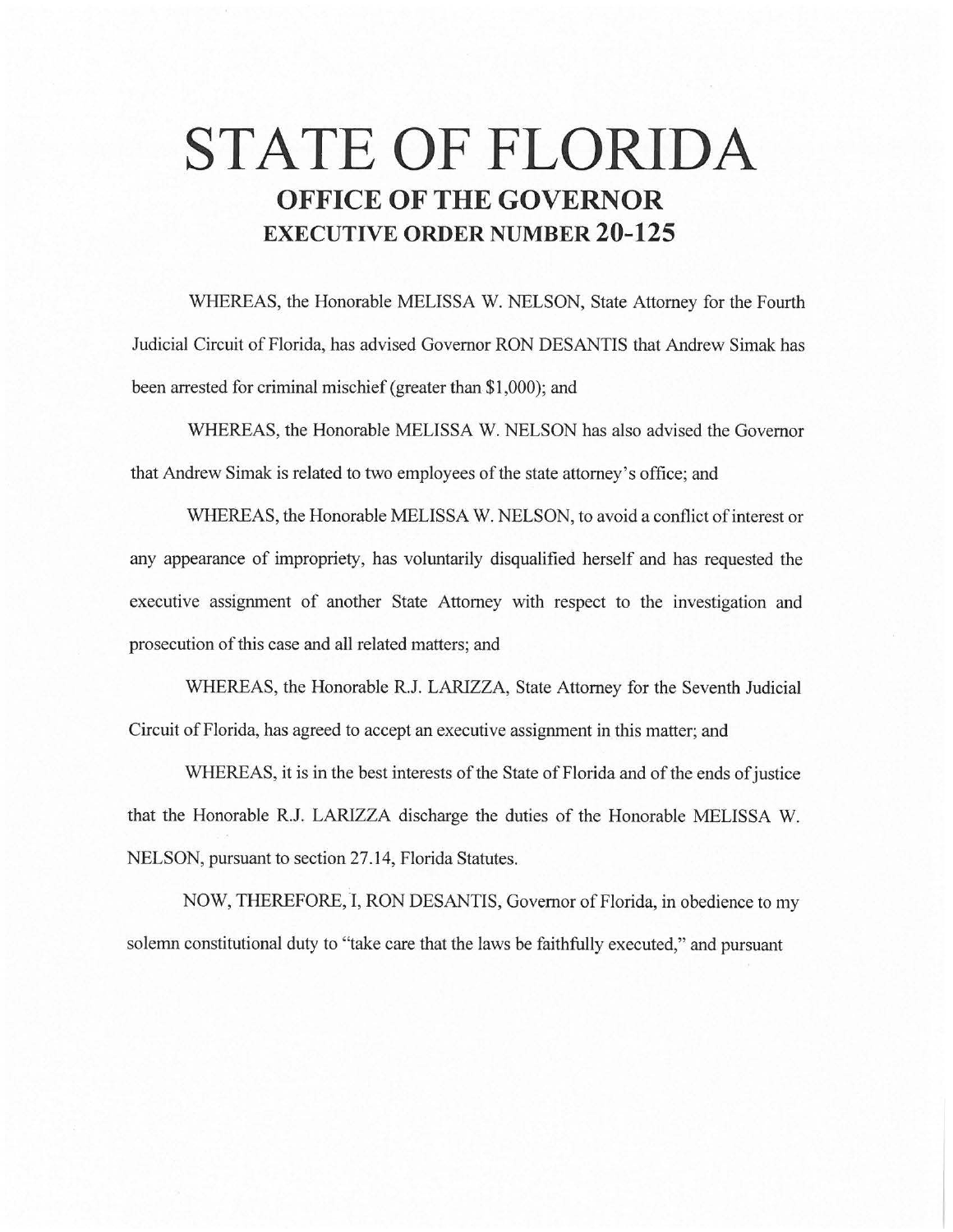# STATE OF FLORIDA

## OFFICE OF THE GOVERNOR

### EXECUTIVE ORDER NUMBER 20-125

WHEREAS, the Honorable MELISSA W. NELSON, State Attorney for the Fourth Judicial Circuit of Florida, has advised Governor RON DESANTIS that Andrew Simak has been arrested for criminal mischief (greater than $1,000); and

WHEREAS, the Honorable MELISSA W. NELSON has also advised the Governor that Andrew Simak is related to two employees of the state attorney's office; and

WHEREAS, the Honorable MELISSA W. NELSON, to avoid a conflict of interest or any appearance of impropriety, has voluntarily disqualified herself and has requested the executive assignment of another State Attorney with respect to the investigation and prosecution of this case and all related matters; and

WHEREAS, the Honorable R.J. LARIZZA, State Attorney for the Seventh Judicial Circuit of Florida, has agreed to accept an executive assignment in this matter; and

WHEREAS, it is in the best interests of the State of Florida and of the ends of justice that the Honorable R.J. LARIZZA discharge the duties of the Honorable MELISSA W. NELSON, pursuant to section 27.14, Florida Statutes.

NOW, THEREFORE, I, RON DESANTIS, Governor of Florida, in obedience to my solemn constitutional duty to "take care that the laws be faithfully executed," and pursuant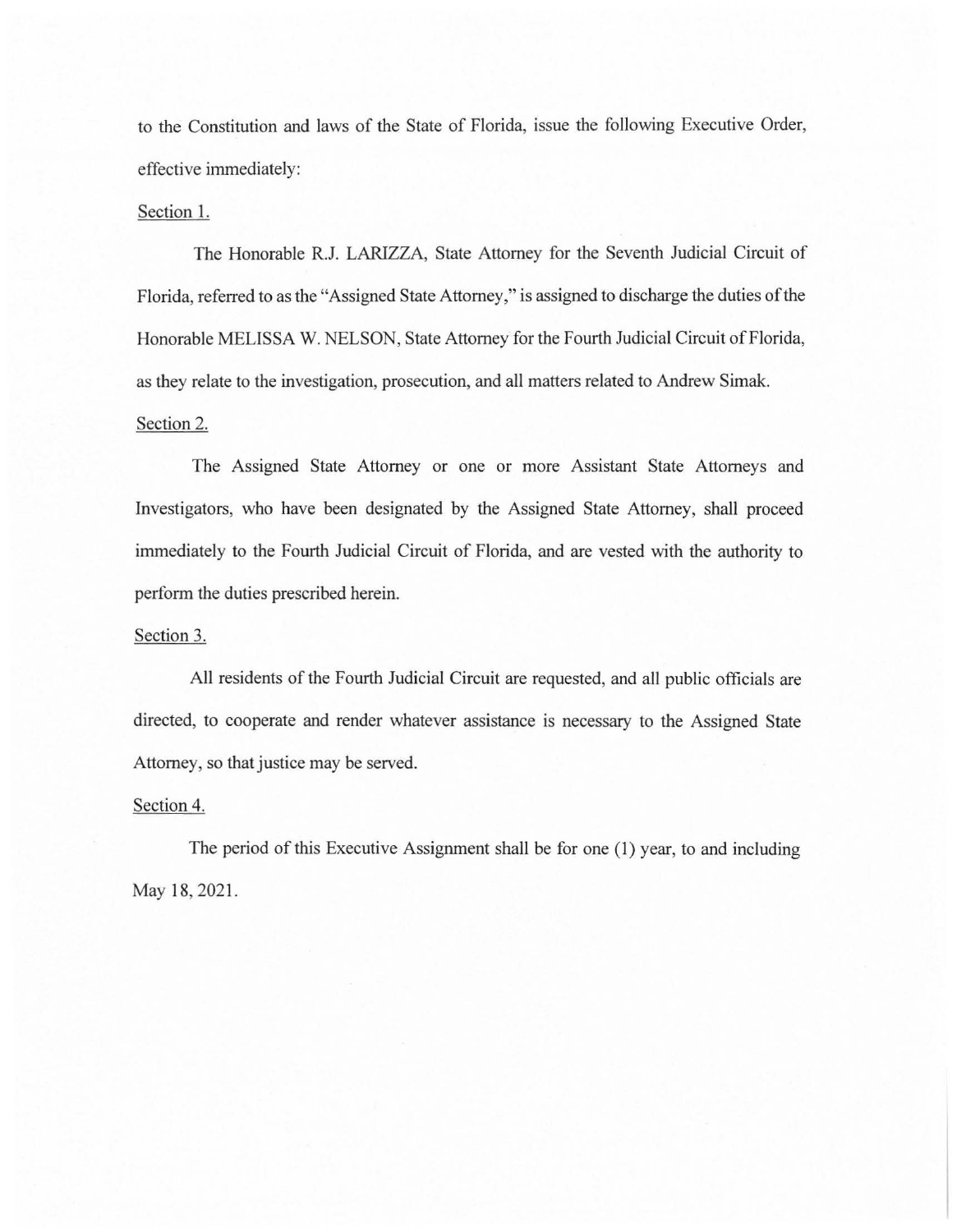to the Constitution and laws of the State of Florida, issue the following Executive Order, effective immediately:

Section 1.

The Honorable R.J. LARIZZA, State Attorney for the Seventh Judicial Circuit of Florida, referred to as the "Assigned State Attorney," is assigned to discharge the duties of the Honorable MELISSA W. NELSON, State Attorney for the Fourth Judicial Circuit of Florida, as they relate to the investigation, prosecution, and all matters related to Andrew Simak.

Section 2.

The Assigned State Attorney or one or more Assistant State Attorneys and Investigators, who have been designated by the Assigned State Attorney, shall proceed immediately to the Fourth Judicial Circuit of Florida, and are vested with the authority to perform the duties prescribed herein.

Section 3.

All residents of the Fourth Judicial Circuit are requested, and all public officials are directed, to cooperate and render whatever assistance is necessary to the Assigned State Attorney, so that justice may be served.

Section 4.

The period of this Executive Assignment shall be for one (1) year, to and including May 18, 2021.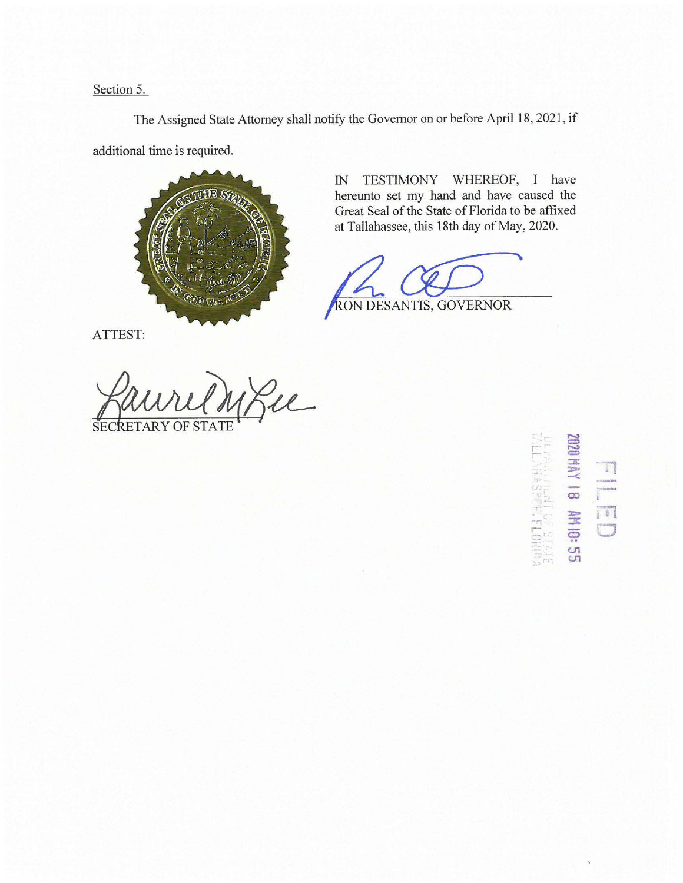Section 5.

The Assigned State Attorney shall notify the Governor on or before April 18, 2021, if additional time is required.

IN TESTIMONY WHEREOF, I have hereunto set my hand and have caused the Great Seal of the State of Florida to be affixed at Tallahassee, this 18th day of May, 2020.

RON DESANTIS, GOVERNOR

ATTEST:

SECRETARY OF STATE

FILED

2020 MAY 18 AM 10:55

DEPARTMENT OF STATE
TALLAHASSEE, FLORIDA